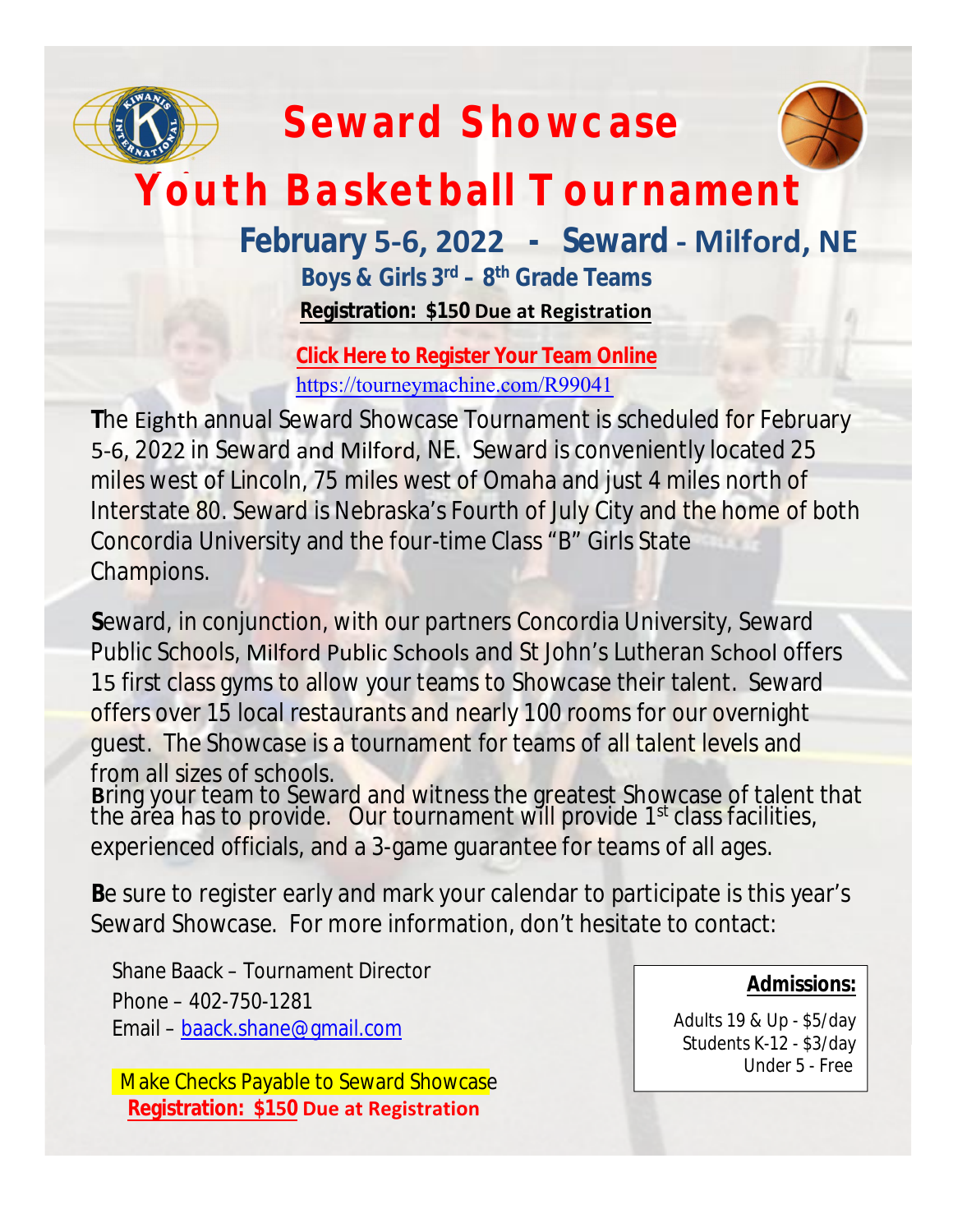# Seward Showcase

# Youth Basketball Tournament

## February 5-6, 2022 - Seward - Milford, NE

**Boys & Girls 3rd – 8th Grade Teams**

**Registration: $150 Due at Registration**

**Click Here to Register Your Team Online**

https://tourneymachine.com/R99041

The Eighth annual Seward Showcase Tournament is scheduled for February 5-6, 2022 in Seward and Milford, NE. Seward is conveniently located 25 miles west of Lincoln, 75 miles west of Omaha and just 4 miles north of Interstate 80. Seward is Nebraska's Fourth of July City and the home of both Concordia University and the four-time Class "B" Girls State Champions.

Seward, in conjunction, with our partners Concordia University, Seward Public Schools, Milford Public Schools and St John's Lutheran School offers 15 first class gyms to allow your teams to Showcase their talent. Seward offers over 15 local restaurants and nearly 100 rooms for our overnight guest. The Showcase is a tournament for teams of all talent levels and from all sizes of schools.

Bring your team to Seward and witness the greatest Showcase of talent that the area has to provide. Our tournament will provide 1st class facilities, experienced officials, and a 3-game guarantee for teams of all ages.

Be sure to register early and mark your calendar to participate is this year's Seward Showcase. For more information, don't hesitate to contact:

Shane Baack – Tournament Director
Phone – 402-750-1281
Email – baack.shane@gmail.com

Make Checks Payable to Seward Showcase

**Registration: $150 Due at Registration**

**Admissions:**

Adults 19 & Up - $5/day
Students K-12 - $3/day
Under 5 - Free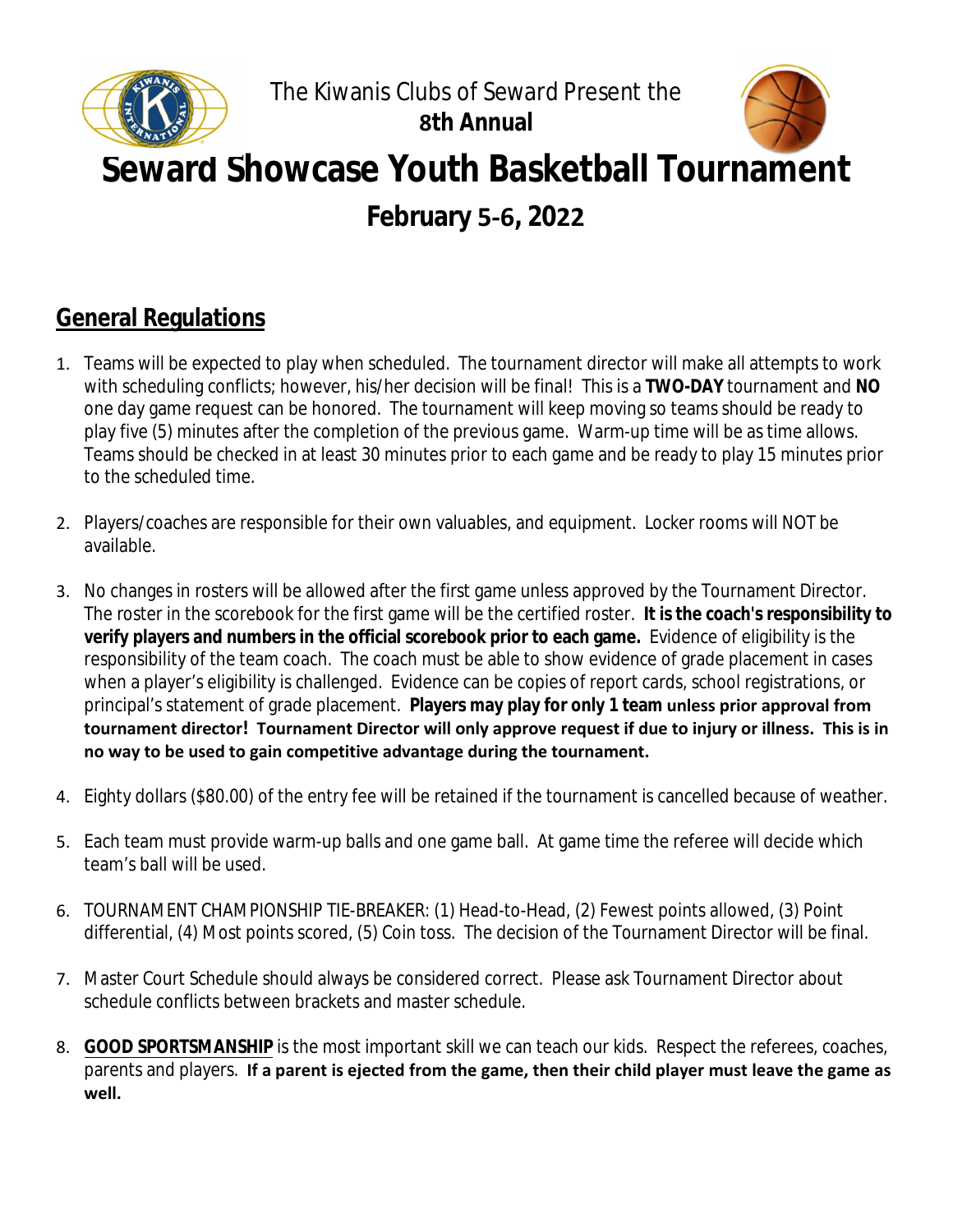The Kiwanis Clubs of Seward Present the

**8th Annual**

# Seward Showcase Youth Basketball Tournament

## February 5-6, 2022

## General Regulations

1. Teams will be expected to play when scheduled. The tournament director will make all attempts to work with scheduling conflicts; however, his/her decision will be final! This is a **TWO-DAY** tournament and **NO** one day game request can be honored. The tournament will keep moving so teams should be ready to play five (5) minutes after the completion of the previous game. Warm-up time will be as time allows. Teams should be checked in at least 30 minutes prior to each game and be ready to play 15 minutes prior to the scheduled time.

2. Players/coaches are responsible for their own valuables, and equipment. Locker rooms will NOT be available.

3. No changes in rosters will be allowed after the first game unless approved by the Tournament Director. The roster in the scorebook for the first game will be the certified roster. **It is the coach's responsibility to verify players and numbers in the official scorebook prior to each game.** Evidence of eligibility is the responsibility of the team coach. The coach must be able to show evidence of grade placement in cases when a player's eligibility is challenged. Evidence can be copies of report cards, school registrations, or principal's statement of grade placement. **Players may play for only 1 team unless prior approval from tournament director! Tournament Director will only approve request if due to injury or illness. This is in no way to be used to gain competitive advantage during the tournament.**

4. Eighty dollars ($80.00) of the entry fee will be retained if the tournament is cancelled because of weather.

5. Each team must provide warm-up balls and one game ball. At game time the referee will decide which team's ball will be used.

6. TOURNAMENT CHAMPIONSHIP TIE-BREAKER: (1) Head-to-Head, (2) Fewest points allowed, (3) Point differential, (4) Most points scored, (5) Coin toss. The decision of the Tournament Director will be final.

7. Master Court Schedule should always be considered correct. Please ask Tournament Director about schedule conflicts between brackets and master schedule.

8. **GOOD SPORTSMANSHIP** is the most important skill we can teach our kids. Respect the referees, coaches, parents and players. **If a parent is ejected from the game, then their child player must leave the game as well.**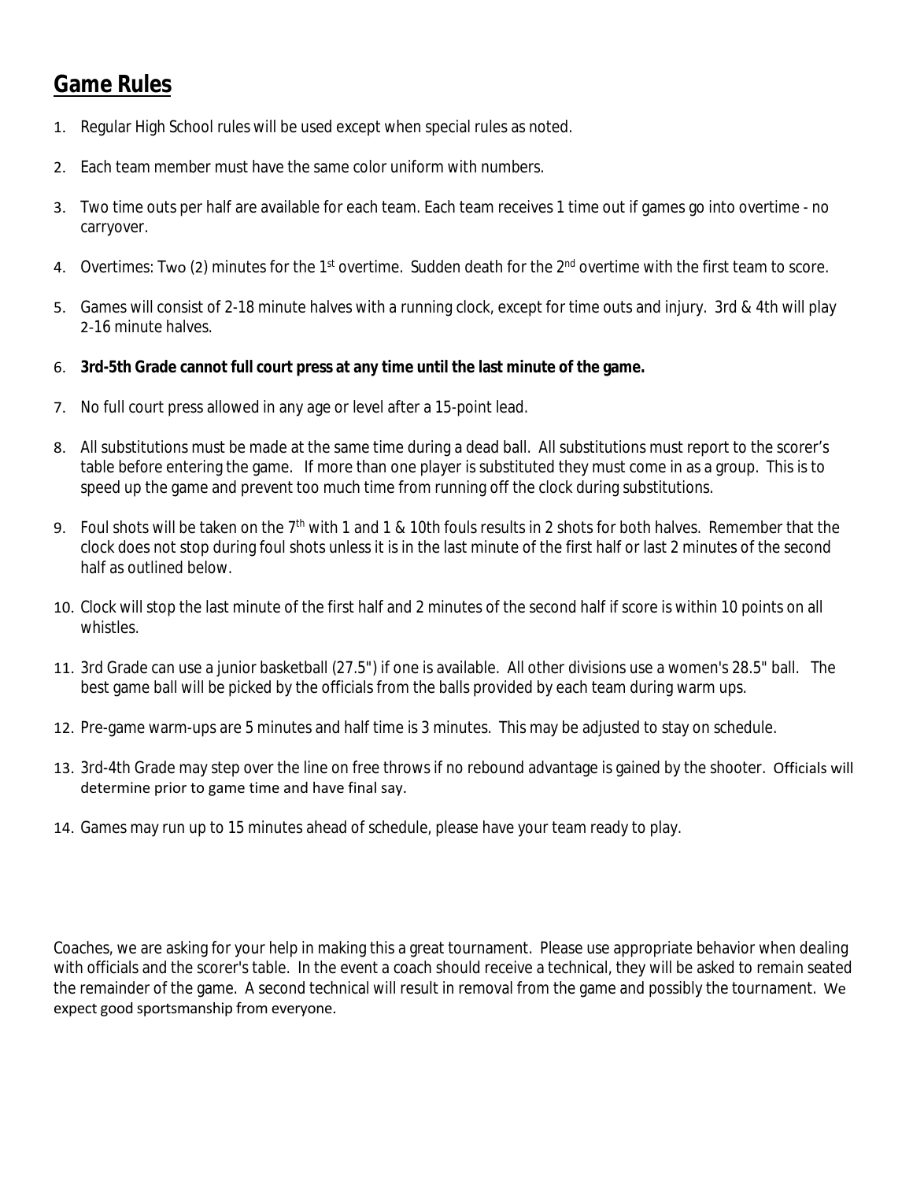## **Game Rules**

1. Regular High School rules will be used except when special rules as noted.
2. Each team member must have the same color uniform with numbers.
3. Two time outs per half are available for each team. Each team receives 1 time out if games go into overtime - no carryover.
4. Overtimes: Two (2) minutes for the 1st overtime. Sudden death for the 2nd overtime with the first team to score.
5. Games will consist of 2-18 minute halves with a running clock, except for time outs and injury. 3rd & 4th will play 2-16 minute halves.
6. **3rd-5th Grade cannot full court press at any time until the last minute of the game.**
7. No full court press allowed in any age or level after a 15-point lead.
8. All substitutions must be made at the same time during a dead ball. All substitutions must report to the scorer's table before entering the game. If more than one player is substituted they must come in as a group. This is to speed up the game and prevent too much time from running off the clock during substitutions.
9. Foul shots will be taken on the 7th with 1 and 1 & 10th fouls results in 2 shots for both halves. Remember that the clock does not stop during foul shots unless it is in the last minute of the first half or last 2 minutes of the second half as outlined below.
10. Clock will stop the last minute of the first half and 2 minutes of the second half if score is within 10 points on all whistles.
11. 3rd Grade can use a junior basketball (27.5") if one is available. All other divisions use a women's 28.5" ball. The best game ball will be picked by the officials from the balls provided by each team during warm ups.
12. Pre-game warm-ups are 5 minutes and half time is 3 minutes. This may be adjusted to stay on schedule.
13. 3rd-4th Grade may step over the line on free throws if no rebound advantage is gained by the shooter. Officials will determine prior to game time and have final say.
14. Games may run up to 15 minutes ahead of schedule, please have your team ready to play.

Coaches, we are asking for your help in making this a great tournament. Please use appropriate behavior when dealing with officials and the scorer's table. In the event a coach should receive a technical, they will be asked to remain seated the remainder of the game. A second technical will result in removal from the game and possibly the tournament. We expect good sportsmanship from everyone.